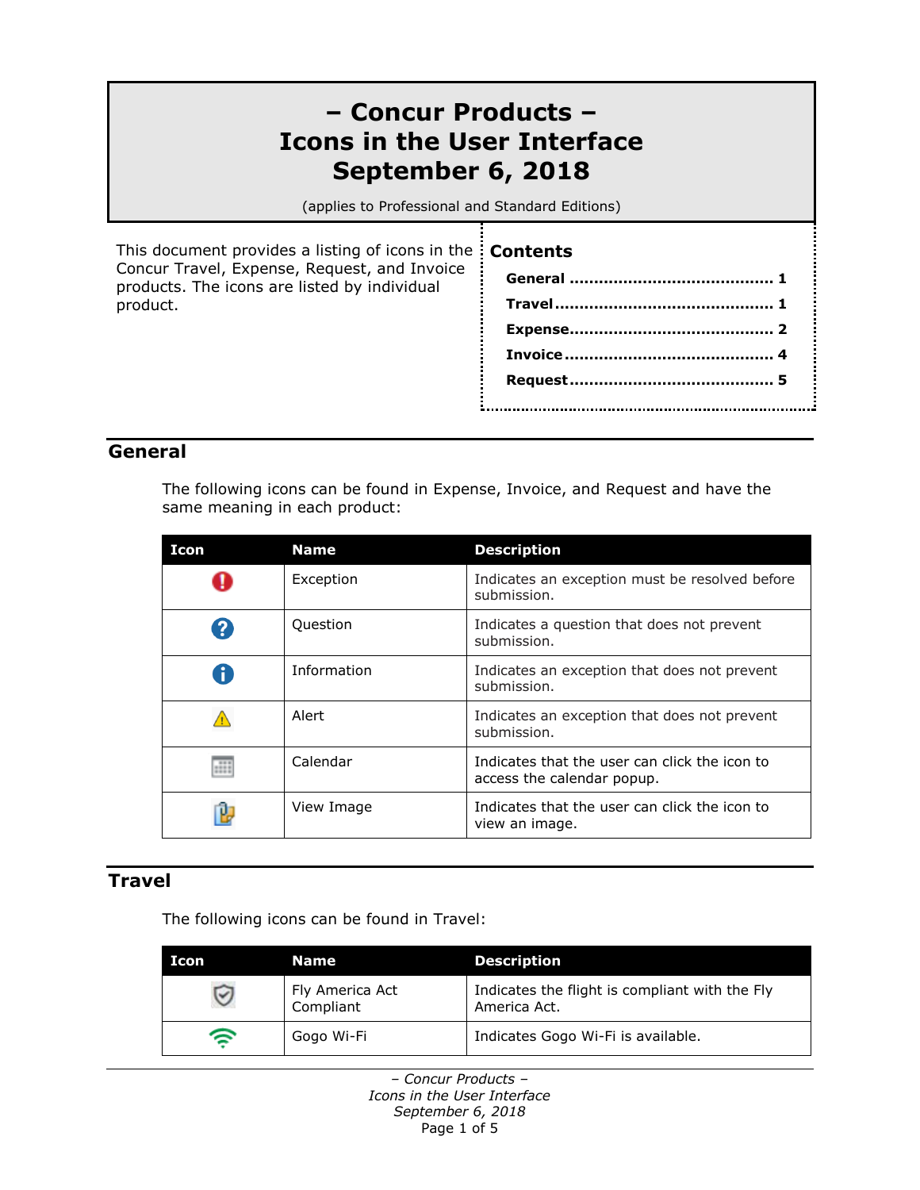# – Concur Products – Icons in the User Interface September 6, 2018

(applies to Professional and Standard Editions)

This document provides a listing of icons in the Concur Travel, Expense, Request, and Invoice products. The icons are listed by individual product.

**Contents**

**General** ........................................ **1**
**Travel** ........................................... **1**
**Expense** ........................................ **2**
**Invoice** .......................................... **4**
**Request** ......................................... **5**

## General

The following icons can be found in Expense, Invoice, and Request and have the same meaning in each product:

| Icon | Name | Description |
|---|---|---|
| | Exception | Indicates an exception must be resolved before submission. |
| | Question | Indicates a question that does not prevent submission. |
| | Information | Indicates an exception that does not prevent submission. |
| | Alert | Indicates an exception that does not prevent submission. |
| | Calendar | Indicates that the user can click the icon to access the calendar popup. |
| | View Image | Indicates that the user can click the icon to view an image. |

## Travel

The following icons can be found in Travel:

| Icon | Name | Description |
|---|---|---|
| | Fly America Act Compliant | Indicates the flight is compliant with the Fly America Act. |
| | Gogo Wi-Fi | Indicates Gogo Wi-Fi is available. |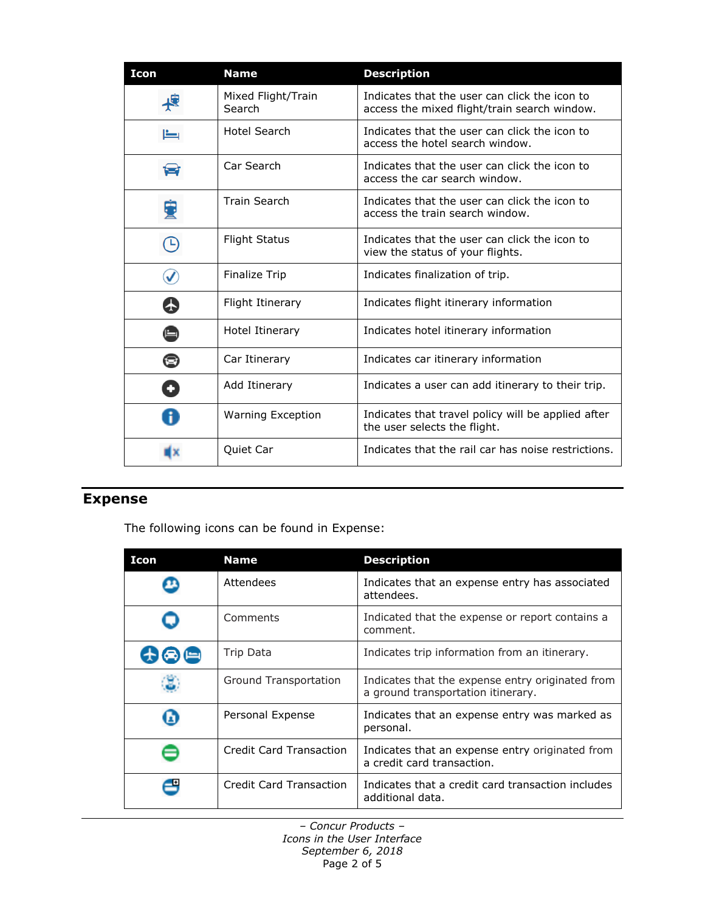| Icon | Name | Description |
| --- | --- | --- |
| | Mixed Flight/Train Search | Indicates that the user can click the icon to access the mixed flight/train search window. |
| | Hotel Search | Indicates that the user can click the icon to access the hotel search window. |
| | Car Search | Indicates that the user can click the icon to access the car search window. |
| | Train Search | Indicates that the user can click the icon to access the train search window. |
| | Flight Status | Indicates that the user can click the icon to view the status of your flights. |
| | Finalize Trip | Indicates finalization of trip. |
| | Flight Itinerary | Indicates flight itinerary information |
| | Hotel Itinerary | Indicates hotel itinerary information |
| | Car Itinerary | Indicates car itinerary information |
| | Add Itinerary | Indicates a user can add itinerary to their trip. |
| | Warning Exception | Indicates that travel policy will be applied after the user selects the flight. |
| | Quiet Car | Indicates that the rail car has noise restrictions. |

## Expense

The following icons can be found in Expense:

| Icon | Name | Description |
| --- | --- | --- |
| | Attendees | Indicates that an expense entry has associated attendees. |
| | Comments | Indicated that the expense or report contains a comment. |
| | Trip Data | Indicates trip information from an itinerary. |
| | Ground Transportation | Indicates that the expense entry originated from a ground transportation itinerary. |
| | Personal Expense | Indicates that an expense entry was marked as personal. |
| | Credit Card Transaction | Indicates that an expense entry originated from a credit card transaction. |
| | Credit Card Transaction | Indicates that a credit card transaction includes additional data. |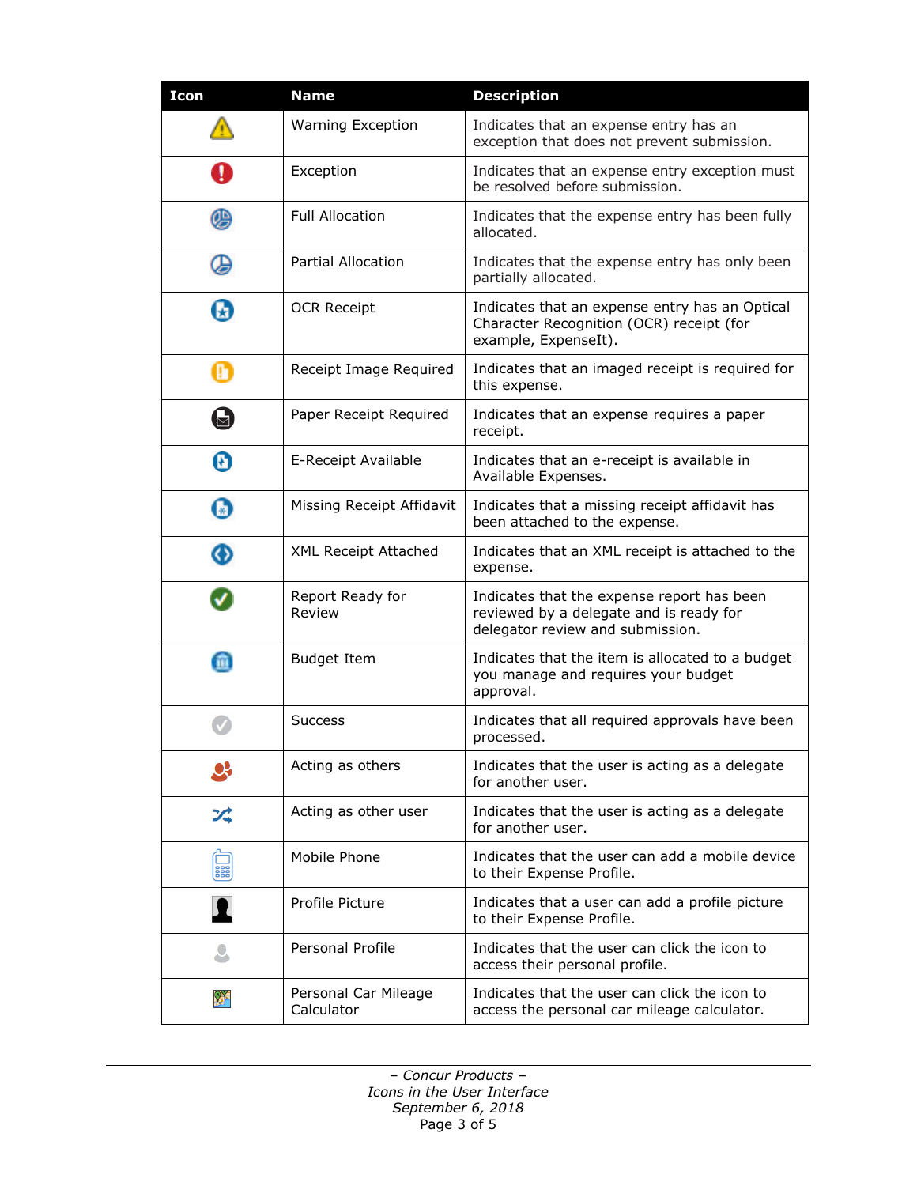| Icon | Name | Description |
|---|---|---|
| | Warning Exception | Indicates that an expense entry has an exception that does not prevent submission. |
| | Exception | Indicates that an expense entry exception must be resolved before submission. |
| | Full Allocation | Indicates that the expense entry has been fully allocated. |
| | Partial Allocation | Indicates that the expense entry has only been partially allocated. |
| | OCR Receipt | Indicates that an expense entry has an Optical Character Recognition (OCR) receipt (for example, ExpenseIt). |
| | Receipt Image Required | Indicates that an imaged receipt is required for this expense. |
| | Paper Receipt Required | Indicates that an expense requires a paper receipt. |
| | E-Receipt Available | Indicates that an e-receipt is available in Available Expenses. |
| | Missing Receipt Affidavit | Indicates that a missing receipt affidavit has been attached to the expense. |
| | XML Receipt Attached | Indicates that an XML receipt is attached to the expense. |
| | Report Ready for Review | Indicates that the expense report has been reviewed by a delegate and is ready for delegator review and submission. |
| | Budget Item | Indicates that the item is allocated to a budget you manage and requires your budget approval. |
| | Success | Indicates that all required approvals have been processed. |
| | Acting as others | Indicates that the user is acting as a delegate for another user. |
| | Acting as other user | Indicates that the user is acting as a delegate for another user. |
| | Mobile Phone | Indicates that the user can add a mobile device to their Expense Profile. |
| | Profile Picture | Indicates that a user can add a profile picture to their Expense Profile. |
| | Personal Profile | Indicates that the user can click the icon to access their personal profile. |
| | Personal Car Mileage Calculator | Indicates that the user can click the icon to access the personal car mileage calculator. |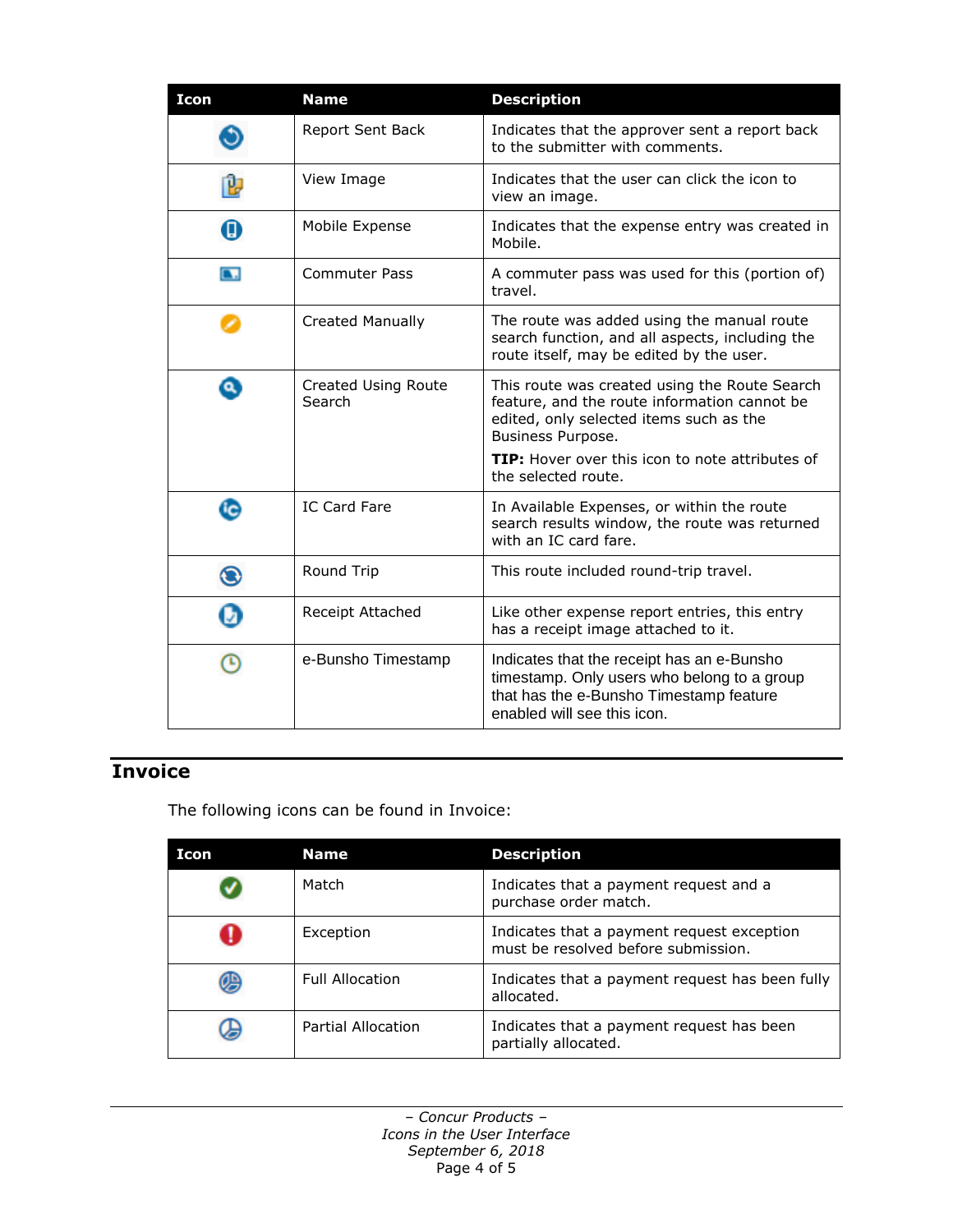| Icon | Name | Description |
| --- | --- | --- |
| | Report Sent Back | Indicates that the approver sent a report back to the submitter with comments. |
| | View Image | Indicates that the user can click the icon to view an image. |
| | Mobile Expense | Indicates that the expense entry was created in Mobile. |
| | Commuter Pass | A commuter pass was used for this (portion of) travel. |
| | Created Manually | The route was added using the manual route search function, and all aspects, including the route itself, may be edited by the user. |
| | Created Using Route Search | This route was created using the Route Search feature, and the route information cannot be edited, only selected items such as the Business Purpose.<br><br>**TIP:** Hover over this icon to note attributes of the selected route. |
| | IC Card Fare | In Available Expenses, or within the route search results window, the route was returned with an IC card fare. |
| | Round Trip | This route included round-trip travel. |
| | Receipt Attached | Like other expense report entries, this entry has a receipt image attached to it. |
| | e-Bunsho Timestamp | Indicates that the receipt has an e-Bunsho timestamp. Only users who belong to a group that has the e-Bunsho Timestamp feature enabled will see this icon. |

## Invoice

The following icons can be found in Invoice:

| Icon | Name | Description |
| --- | --- | --- |
| | Match | Indicates that a payment request and a purchase order match. |
| | Exception | Indicates that a payment request exception must be resolved before submission. |
| | Full Allocation | Indicates that a payment request has been fully allocated. |
| | Partial Allocation | Indicates that a payment request has been partially allocated. |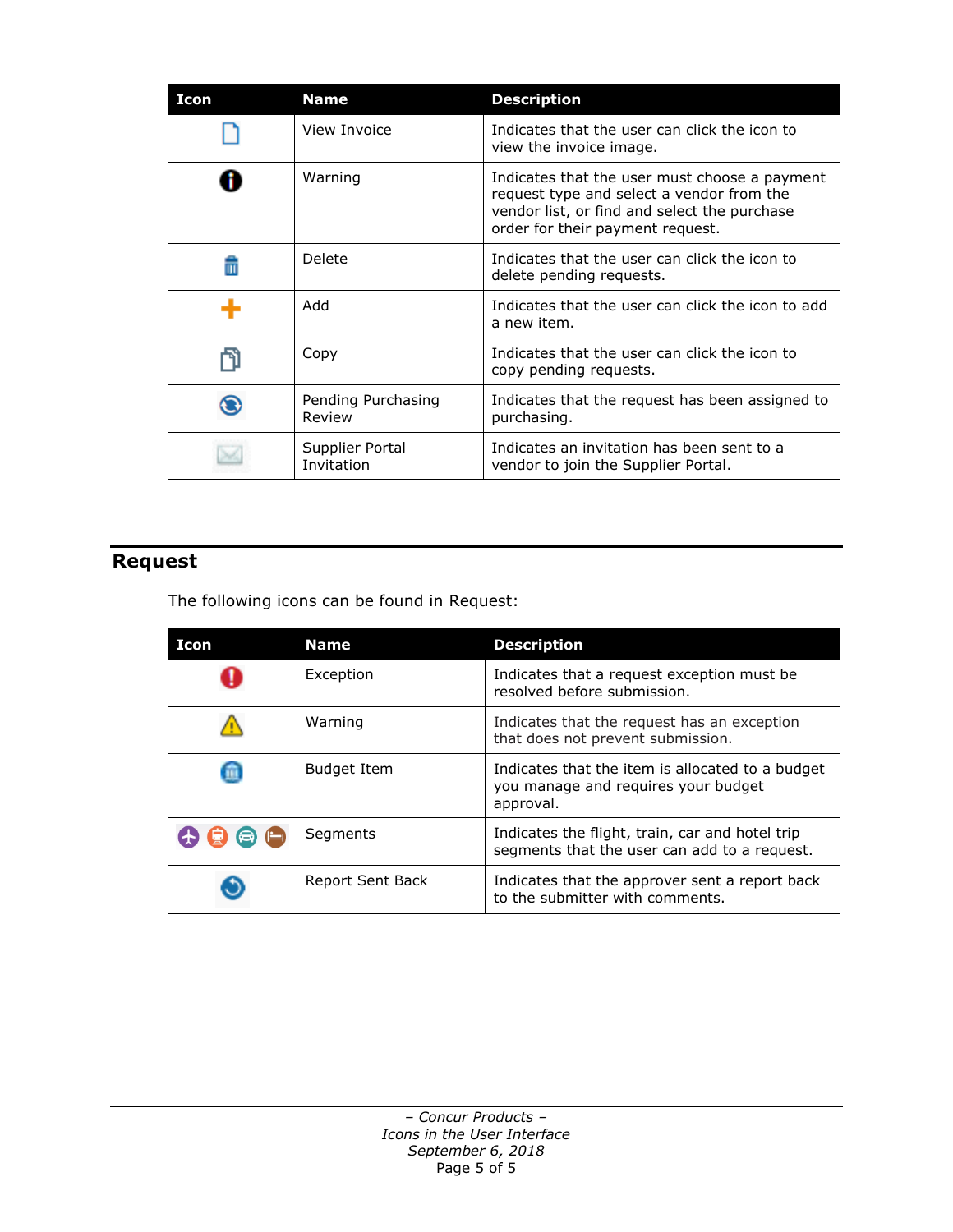| Icon | Name | Description |
|---|---|---|
| | View Invoice | Indicates that the user can click the icon to view the invoice image. |
| | Warning | Indicates that the user must choose a payment request type and select a vendor from the vendor list, or find and select the purchase order for their payment request. |
| | Delete | Indicates that the user can click the icon to delete pending requests. |
| | Add | Indicates that the user can click the icon to add a new item. |
| | Copy | Indicates that the user can click the icon to copy pending requests. |
| | Pending Purchasing Review | Indicates that the request has been assigned to purchasing. |
| | Supplier Portal Invitation | Indicates an invitation has been sent to a vendor to join the Supplier Portal. |

## Request

The following icons can be found in Request:

| Icon | Name | Description |
|---|---|---|
| | Exception | Indicates that a request exception must be resolved before submission. |
| | Warning | Indicates that the request has an exception that does not prevent submission. |
| | Budget Item | Indicates that the item is allocated to a budget you manage and requires your budget approval. |
| | Segments | Indicates the flight, train, car and hotel trip segments that the user can add to a request. |
| | Report Sent Back | Indicates that the approver sent a report back to the submitter with comments. |